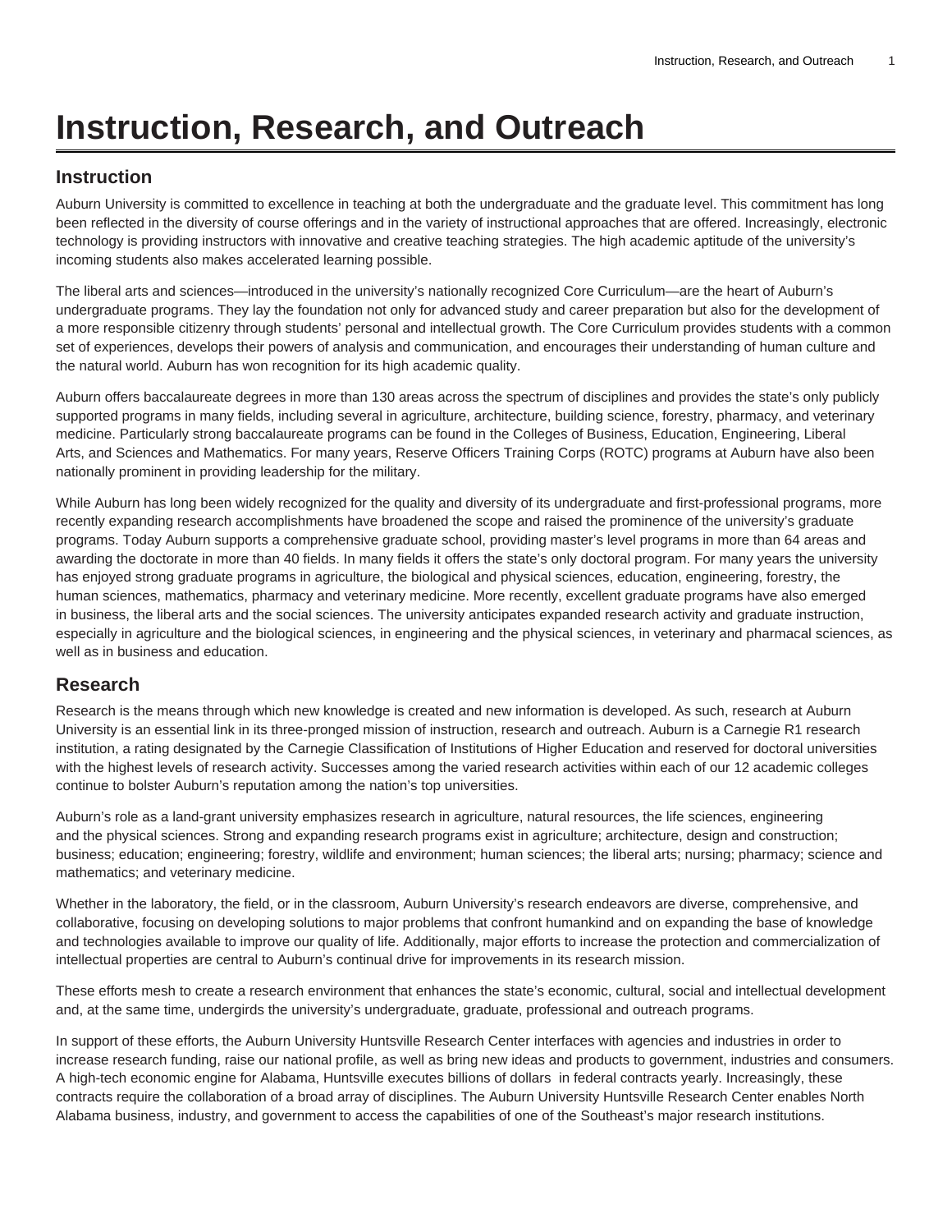# Instruction, Research, and Outreach

## Instruction

Auburn University is committed to excellence in teaching at both the undergraduate and the graduate level. This commitment has long been reflected in the diversity of course offerings and in the variety of instructional approaches that are offered. Increasingly, electronic technology is providing instructors with innovative and creative teaching strategies. The high academic aptitude of the university's incoming students also makes accelerated learning possible.

The liberal arts and sciences—introduced in the university's nationally recognized Core Curriculum—are the heart of Auburn's undergraduate programs. They lay the foundation not only for advanced study and career preparation but also for the development of a more responsible citizenry through students' personal and intellectual growth. The Core Curriculum provides students with a common set of experiences, develops their powers of analysis and communication, and encourages their understanding of human culture and the natural world. Auburn has won recognition for its high academic quality.

Auburn offers baccalaureate degrees in more than 130 areas across the spectrum of disciplines and provides the state's only publicly supported programs in many fields, including several in agriculture, architecture, building science, forestry, pharmacy, and veterinary medicine. Particularly strong baccalaureate programs can be found in the Colleges of Business, Education, Engineering, Liberal Arts, and Sciences and Mathematics. For many years, Reserve Officers Training Corps (ROTC) programs at Auburn have also been nationally prominent in providing leadership for the military.

While Auburn has long been widely recognized for the quality and diversity of its undergraduate and first-professional programs, more recently expanding research accomplishments have broadened the scope and raised the prominence of the university's graduate programs. Today Auburn supports a comprehensive graduate school, providing master's level programs in more than 64 areas and awarding the doctorate in more than 40 fields. In many fields it offers the state's only doctoral program. For many years the university has enjoyed strong graduate programs in agriculture, the biological and physical sciences, education, engineering, forestry, the human sciences, mathematics, pharmacy and veterinary medicine. More recently, excellent graduate programs have also emerged in business, the liberal arts and the social sciences. The university anticipates expanded research activity and graduate instruction, especially in agriculture and the biological sciences, in engineering and the physical sciences, in veterinary and pharmacal sciences, as well as in business and education.

## Research

Research is the means through which new knowledge is created and new information is developed. As such, research at Auburn University is an essential link in its three-pronged mission of instruction, research and outreach. Auburn is a Carnegie R1 research institution, a rating designated by the Carnegie Classification of Institutions of Higher Education and reserved for doctoral universities with the highest levels of research activity. Successes among the varied research activities within each of our 12 academic colleges continue to bolster Auburn's reputation among the nation's top universities.

Auburn's role as a land-grant university emphasizes research in agriculture, natural resources, the life sciences, engineering and the physical sciences. Strong and expanding research programs exist in agriculture; architecture, design and construction; business; education; engineering; forestry, wildlife and environment; human sciences; the liberal arts; nursing; pharmacy; science and mathematics; and veterinary medicine.

Whether in the laboratory, the field, or in the classroom, Auburn University's research endeavors are diverse, comprehensive, and collaborative, focusing on developing solutions to major problems that confront humankind and on expanding the base of knowledge and technologies available to improve our quality of life. Additionally, major efforts to increase the protection and commercialization of intellectual properties are central to Auburn's continual drive for improvements in its research mission.

These efforts mesh to create a research environment that enhances the state's economic, cultural, social and intellectual development and, at the same time, undergirds the university's undergraduate, graduate, professional and outreach programs.

In support of these efforts, the Auburn University Huntsville Research Center interfaces with agencies and industries in order to increase research funding, raise our national profile, as well as bring new ideas and products to government, industries and consumers. A high-tech economic engine for Alabama, Huntsville executes billions of dollars in federal contracts yearly. Increasingly, these contracts require the collaboration of a broad array of disciplines. The Auburn University Huntsville Research Center enables North Alabama business, industry, and government to access the capabilities of one of the Southeast's major research institutions.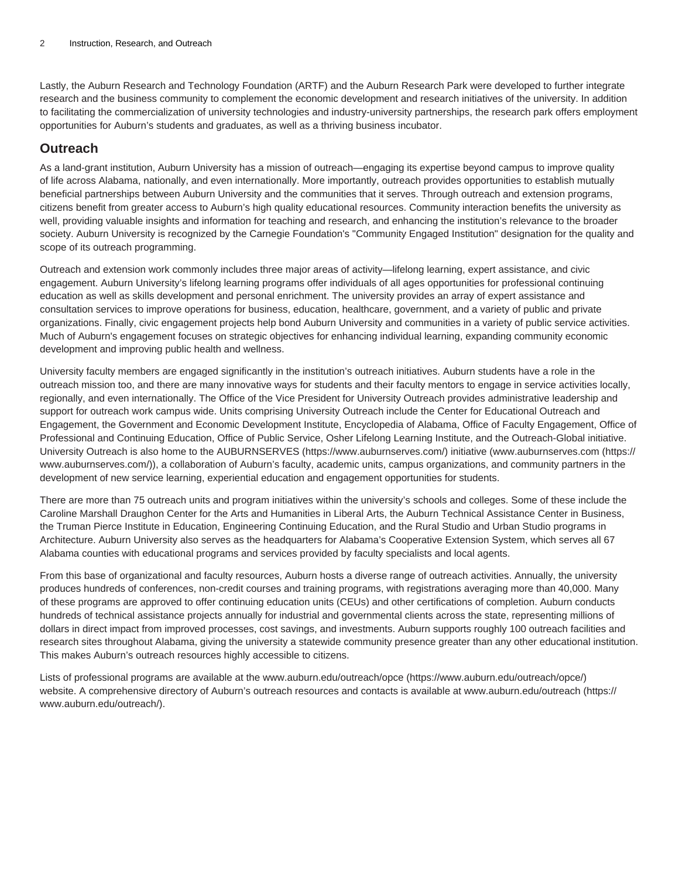Lastly, the Auburn Research and Technology Foundation (ARTF) and the Auburn Research Park were developed to further integrate research and the business community to complement the economic development and research initiatives of the university. In addition to facilitating the commercialization of university technologies and industry-university partnerships, the research park offers employment opportunities for Auburn's students and graduates, as well as a thriving business incubator.

## Outreach

As a land-grant institution, Auburn University has a mission of outreach—engaging its expertise beyond campus to improve quality of life across Alabama, nationally, and even internationally. More importantly, outreach provides opportunities to establish mutually beneficial partnerships between Auburn University and the communities that it serves. Through outreach and extension programs, citizens benefit from greater access to Auburn's high quality educational resources. Community interaction benefits the university as well, providing valuable insights and information for teaching and research, and enhancing the institution's relevance to the broader society. Auburn University is recognized by the Carnegie Foundation's "Community Engaged Institution" designation for the quality and scope of its outreach programming.

Outreach and extension work commonly includes three major areas of activity—lifelong learning, expert assistance, and civic engagement. Auburn University's lifelong learning programs offer individuals of all ages opportunities for professional continuing education as well as skills development and personal enrichment. The university provides an array of expert assistance and consultation services to improve operations for business, education, healthcare, government, and a variety of public and private organizations. Finally, civic engagement projects help bond Auburn University and communities in a variety of public service activities. Much of Auburn's engagement focuses on strategic objectives for enhancing individual learning, expanding community economic development and improving public health and wellness.

University faculty members are engaged significantly in the institution's outreach initiatives. Auburn students have a role in the outreach mission too, and there are many innovative ways for students and their faculty mentors to engage in service activities locally, regionally, and even internationally. The Office of the Vice President for University Outreach provides administrative leadership and support for outreach work campus wide. Units comprising University Outreach include the Center for Educational Outreach and Engagement, the Government and Economic Development Institute, Encyclopedia of Alabama, Office of Faculty Engagement, Office of Professional and Continuing Education, Office of Public Service, Osher Lifelong Learning Institute, and the Outreach-Global initiative. University Outreach is also home to the AUBURNSERVES (https://www.auburnserves.com/) initiative (www.auburnserves.com (https://www.auburnserves.com/)), a collaboration of Auburn's faculty, academic units, campus organizations, and community partners in the development of new service learning, experiential education and engagement opportunities for students.

There are more than 75 outreach units and program initiatives within the university's schools and colleges. Some of these include the Caroline Marshall Draughon Center for the Arts and Humanities in Liberal Arts, the Auburn Technical Assistance Center in Business, the Truman Pierce Institute in Education, Engineering Continuing Education, and the Rural Studio and Urban Studio programs in Architecture. Auburn University also serves as the headquarters for Alabama's Cooperative Extension System, which serves all 67 Alabama counties with educational programs and services provided by faculty specialists and local agents.

From this base of organizational and faculty resources, Auburn hosts a diverse range of outreach activities. Annually, the university produces hundreds of conferences, non-credit courses and training programs, with registrations averaging more than 40,000. Many of these programs are approved to offer continuing education units (CEUs) and other certifications of completion. Auburn conducts hundreds of technical assistance projects annually for industrial and governmental clients across the state, representing millions of dollars in direct impact from improved processes, cost savings, and investments. Auburn supports roughly 100 outreach facilities and research sites throughout Alabama, giving the university a statewide community presence greater than any other educational institution. This makes Auburn's outreach resources highly accessible to citizens.

Lists of professional programs are available at the www.auburn.edu/outreach/opce (https://www.auburn.edu/outreach/opce/) website. A comprehensive directory of Auburn's outreach resources and contacts is available at www.auburn.edu/outreach (https://www.auburn.edu/outreach/).